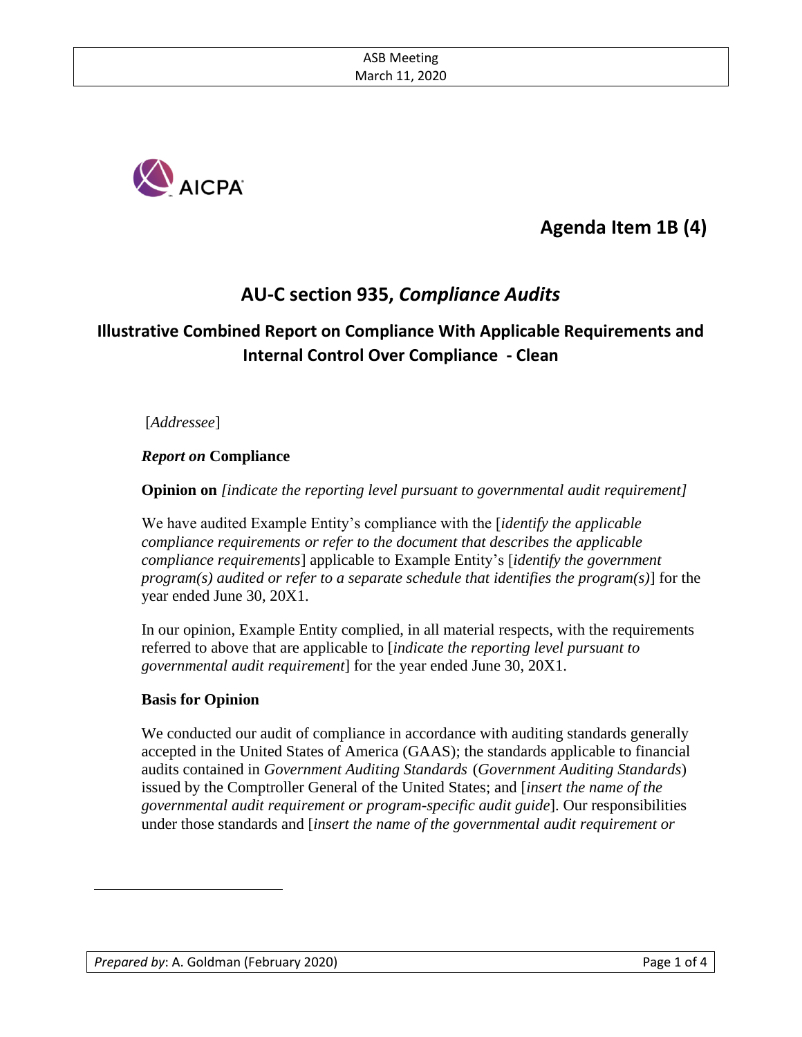# Agenda Item 1B (4)

## AU-C section 935, *Compliance Audits*

### Illustrative Combined Report on Compliance With Applicable Requirements and Internal Control Over Compliance - Clean

[*Addressee*]

***Report on* Compliance**

**Opinion on** *[indicate the reporting level pursuant to governmental audit requirement]*

We have audited Example Entity's compliance with the [*identify the applicable compliance requirements or refer to the document that describes the applicable compliance requirements*] applicable to Example Entity's [*identify the government program(s) audited or refer to a separate schedule that identifies the program(s)*] for the year ended June 30, 20X1.

In our opinion, Example Entity complied, in all material respects, with the requirements referred to above that are applicable to [*indicate the reporting level pursuant to governmental audit requirement*] for the year ended June 30, 20X1.

**Basis for Opinion**

We conducted our audit of compliance in accordance with auditing standards generally accepted in the United States of America (GAAS); the standards applicable to financial audits contained in *Government Auditing Standards* (*Government Auditing Standards*) issued by the Comptroller General of the United States; and [*insert the name of the governmental audit requirement or program-specific audit guide*]. Our responsibilities under those standards and [*insert the name of the governmental audit requirement or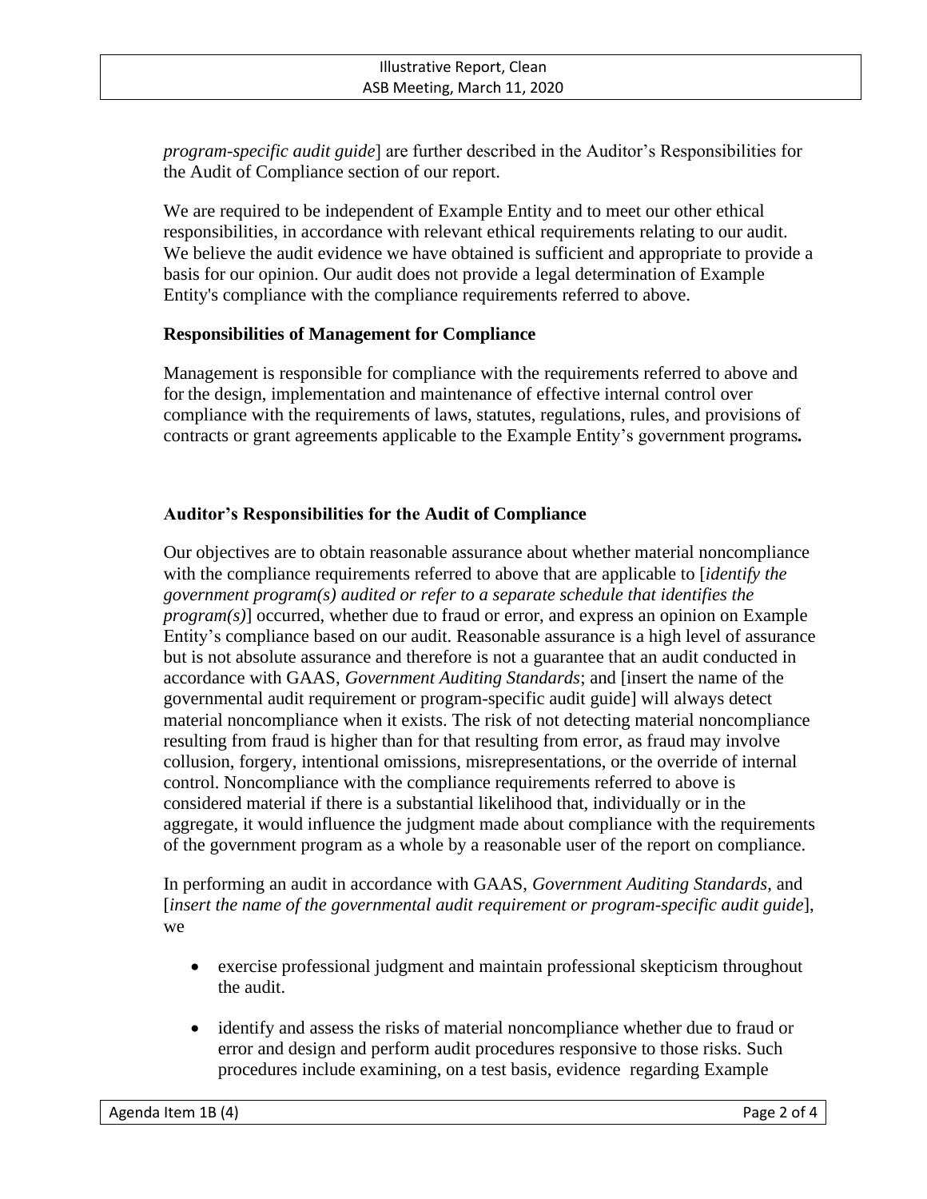*program-specific audit guide*] are further described in the Auditor's Responsibilities for the Audit of Compliance section of our report.

We are required to be independent of Example Entity and to meet our other ethical responsibilities, in accordance with relevant ethical requirements relating to our audit. We believe the audit evidence we have obtained is sufficient and appropriate to provide a basis for our opinion. Our audit does not provide a legal determination of Example Entity's compliance with the compliance requirements referred to above.

### Responsibilities of Management for Compliance

Management is responsible for compliance with the requirements referred to above and for the design, implementation and maintenance of effective internal control over compliance with the requirements of laws, statutes, regulations, rules, and provisions of contracts or grant agreements applicable to the Example Entity's government programs**.**

### Auditor's Responsibilities for the Audit of Compliance

Our objectives are to obtain reasonable assurance about whether material noncompliance with the compliance requirements referred to above that are applicable to [*identify the government program(s) audited or refer to a separate schedule that identifies the program(s)*] occurred, whether due to fraud or error, and express an opinion on Example Entity's compliance based on our audit. Reasonable assurance is a high level of assurance but is not absolute assurance and therefore is not a guarantee that an audit conducted in accordance with GAAS, *Government Auditing Standards*; and [insert the name of the governmental audit requirement or program-specific audit guide] will always detect material noncompliance when it exists. The risk of not detecting material noncompliance resulting from fraud is higher than for that resulting from error, as fraud may involve collusion, forgery, intentional omissions, misrepresentations, or the override of internal control. Noncompliance with the compliance requirements referred to above is considered material if there is a substantial likelihood that, individually or in the aggregate, it would influence the judgment made about compliance with the requirements of the government program as a whole by a reasonable user of the report on compliance.

In performing an audit in accordance with GAAS, *Government Auditing Standards*, and [*insert the name of the governmental audit requirement or program-specific audit guide*], we

- exercise professional judgment and maintain professional skepticism throughout the audit.
- identify and assess the risks of material noncompliance whether due to fraud or error and design and perform audit procedures responsive to those risks. Such procedures include examining, on a test basis, evidence regarding Example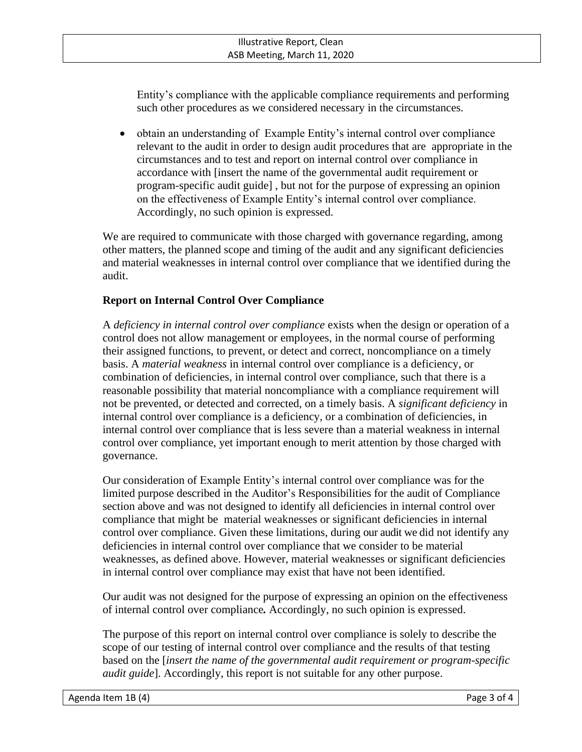Entity's compliance with the applicable compliance requirements and performing such other procedures as we considered necessary in the circumstances.

- obtain an understanding of Example Entity's internal control over compliance relevant to the audit in order to design audit procedures that are appropriate in the circumstances and to test and report on internal control over compliance in accordance with [insert the name of the governmental audit requirement or program-specific audit guide] , but not for the purpose of expressing an opinion on the effectiveness of Example Entity's internal control over compliance. Accordingly, no such opinion is expressed.

We are required to communicate with those charged with governance regarding, among other matters, the planned scope and timing of the audit and any significant deficiencies and material weaknesses in internal control over compliance that we identified during the audit.

**Report on Internal Control Over Compliance**

A *deficiency in internal control over compliance* exists when the design or operation of a control does not allow management or employees, in the normal course of performing their assigned functions, to prevent, or detect and correct, noncompliance on a timely basis. A *material weakness* in internal control over compliance is a deficiency, or combination of deficiencies, in internal control over compliance, such that there is a reasonable possibility that material noncompliance with a compliance requirement will not be prevented, or detected and corrected, on a timely basis. A *significant deficiency* in internal control over compliance is a deficiency, or a combination of deficiencies, in internal control over compliance that is less severe than a material weakness in internal control over compliance, yet important enough to merit attention by those charged with governance.

Our consideration of Example Entity's internal control over compliance was for the limited purpose described in the Auditor's Responsibilities for the audit of Compliance section above and was not designed to identify all deficiencies in internal control over compliance that might be material weaknesses or significant deficiencies in internal control over compliance. Given these limitations, during our audit we did not identify any deficiencies in internal control over compliance that we consider to be material weaknesses, as defined above. However, material weaknesses or significant deficiencies in internal control over compliance may exist that have not been identified.

Our audit was not designed for the purpose of expressing an opinion on the effectiveness of internal control over compliance**.** Accordingly, no such opinion is expressed.

The purpose of this report on internal control over compliance is solely to describe the scope of our testing of internal control over compliance and the results of that testing based on the [*insert the name of the governmental audit requirement or program-specific audit guide*]. Accordingly, this report is not suitable for any other purpose.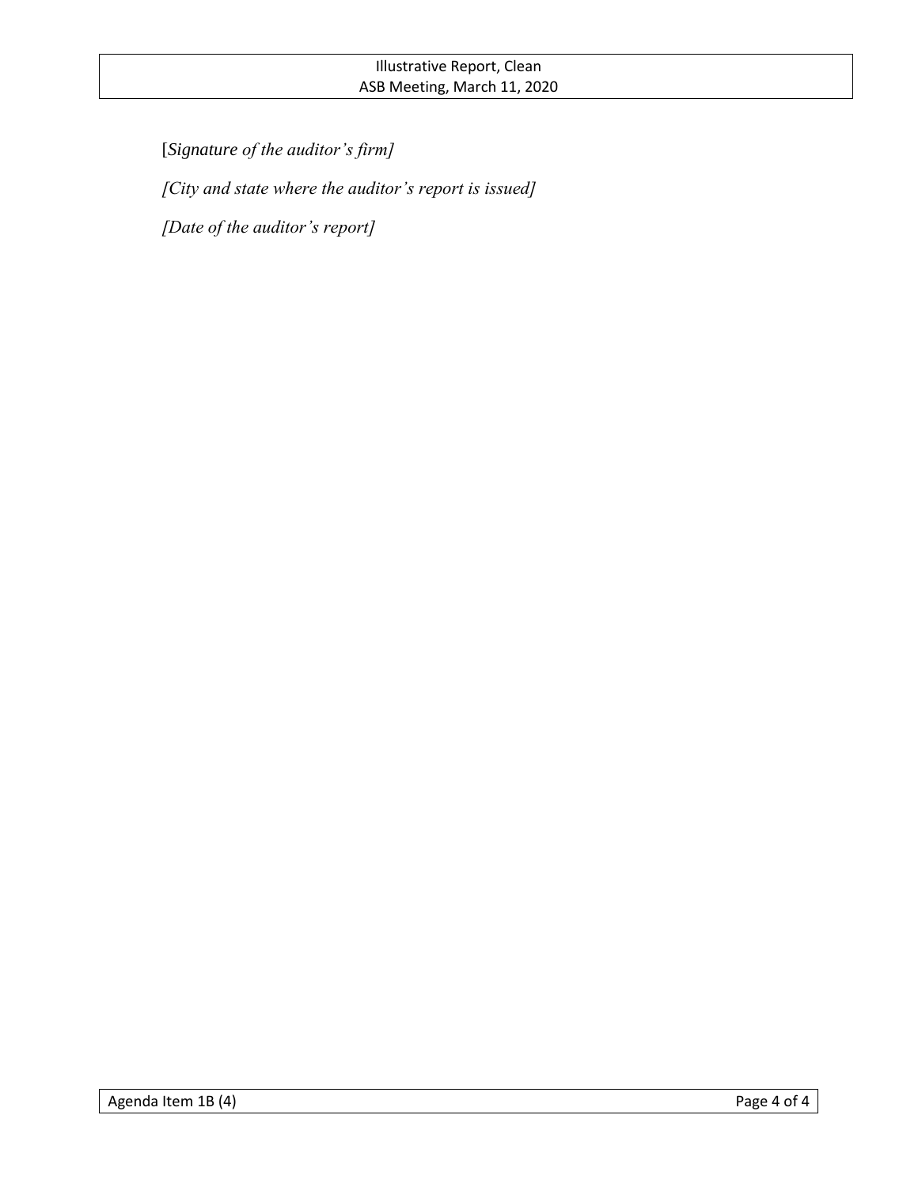[*Signature of the auditor's firm]*

*[City and state where the auditor's report is issued]*

*[Date of the auditor's report]*